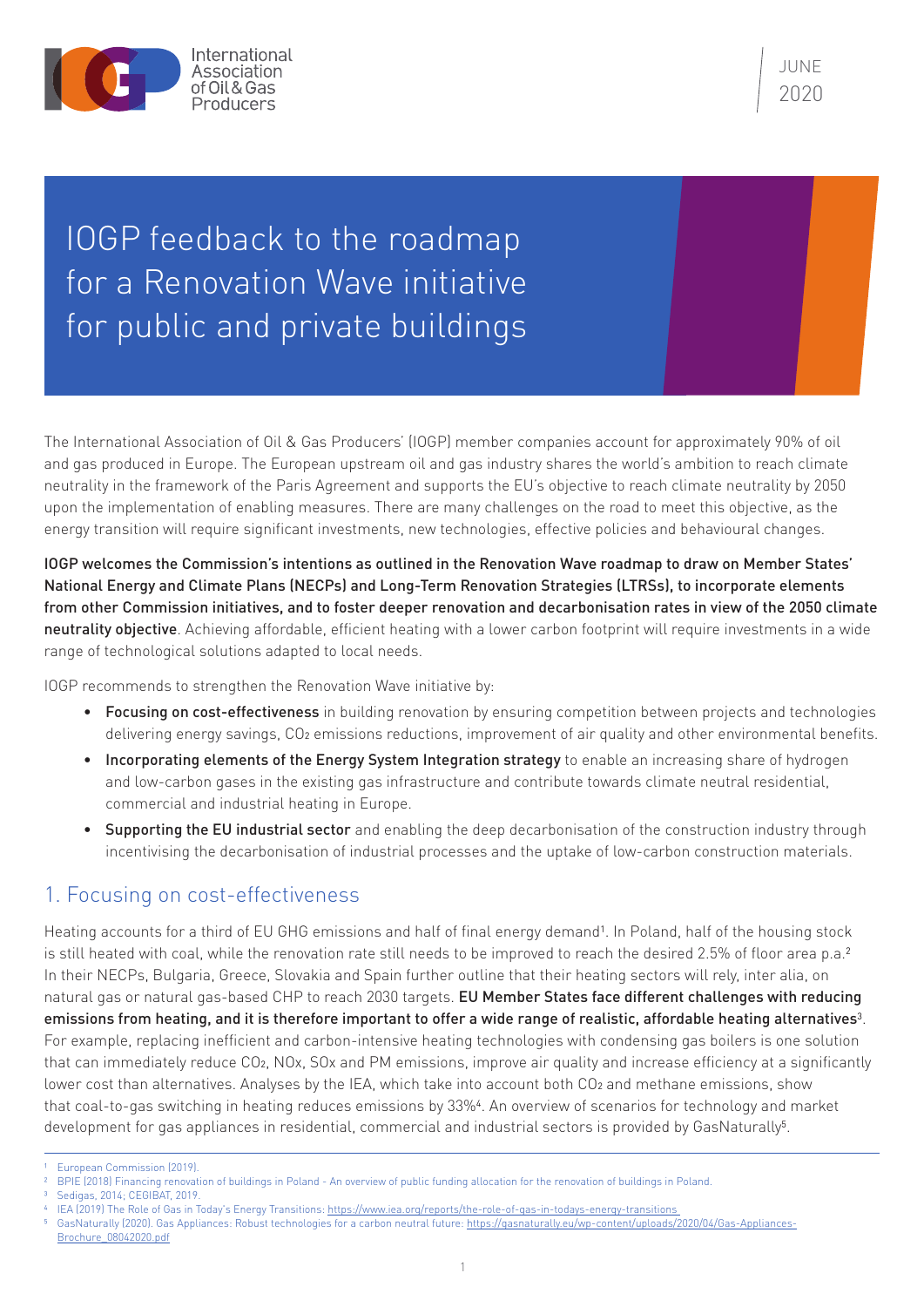JUNE 2020

# IOGP feedback to the roadmap for a Renovation Wave initiative for public and private buildings

The International Association of Oil & Gas Producers' (IOGP) member companies account for approximately 90% of oil and gas produced in Europe. The European upstream oil and gas industry shares the world's ambition to reach climate neutrality in the framework of the Paris Agreement and supports the EU's objective to reach climate neutrality by 2050 upon the implementation of enabling measures. There are many challenges on the road to meet this objective, as the energy transition will require significant investments, new technologies, effective policies and behavioural changes.

**IOGP welcomes the Commission's intentions as outlined in the Renovation Wave roadmap to draw on Member States' National Energy and Climate Plans (NECPs) and Long-Term Renovation Strategies (LTRSs), to incorporate elements from other Commission initiatives, and to foster deeper renovation and decarbonisation rates in view of the 2050 climate neutrality objective**. Achieving affordable, efficient heating with a lower carbon footprint will require investments in a wide range of technological solutions adapted to local needs.

IOGP recommends to strengthen the Renovation Wave initiative by:

- **Focusing on cost-effectiveness** in building renovation by ensuring competition between projects and technologies delivering energy savings, $CO_2$ emissions reductions, improvement of air quality and other environmental benefits.
- **Incorporating elements of the Energy System Integration strategy** to enable an increasing share of hydrogen and low-carbon gases in the existing gas infrastructure and contribute towards climate neutral residential, commercial and industrial heating in Europe.
- **Supporting the EU industrial sector** and enabling the deep decarbonisation of the construction industry through incentivising the decarbonisation of industrial processes and the uptake of low-carbon construction materials.

## 1. Focusing on cost-effectiveness

Heating accounts for a third of EU GHG emissions and half of final energy demand[1]. In Poland, half of the housing stock is still heated with coal, while the renovation rate still needs to be improved to reach the desired 2.5% of floor area p.a.[2] In their NECPs, Bulgaria, Greece, Slovakia and Spain further outline that their heating sectors will rely, inter alia, on natural gas or natural gas-based CHP to reach 2030 targets. **EU Member States face different challenges with reducing emissions from heating, and it is therefore important to offer a wide range of realistic, affordable heating alternatives**[3]. For example, replacing inefficient and carbon-intensive heating technologies with condensing gas boilers is one solution that can immediately reduce $CO_2$, $NO_x$, $SO_x$ and PM emissions, improve air quality and increase efficiency at a significantly lower cost than alternatives. Analyses by the IEA, which take into account both $CO_2$ and methane emissions, show that coal-to-gas switching in heating reduces emissions by 33%[4]. An overview of scenarios for technology and market development for gas appliances in residential, commercial and industrial sectors is provided by GasNaturally[5].

---

[1] European Commission (2019).

[2] BPIE (2018) Financing renovation of buildings in Poland - An overview of public funding allocation for the renovation of buildings in Poland.

[3] Sedigas, 2014; CEGIBAT, 2019.

[4] IEA (2019) The Role of Gas in Today's Energy Transitions: https://www.iea.org/reports/the-role-of-gas-in-todays-energy-transitions

[5] GasNaturally (2020). Gas Appliances: Robust technologies for a carbon neutral future: https://gasnaturally.eu/wp-content/uploads/2020/04/Gas-Appliances-Brochure_08042020.pdf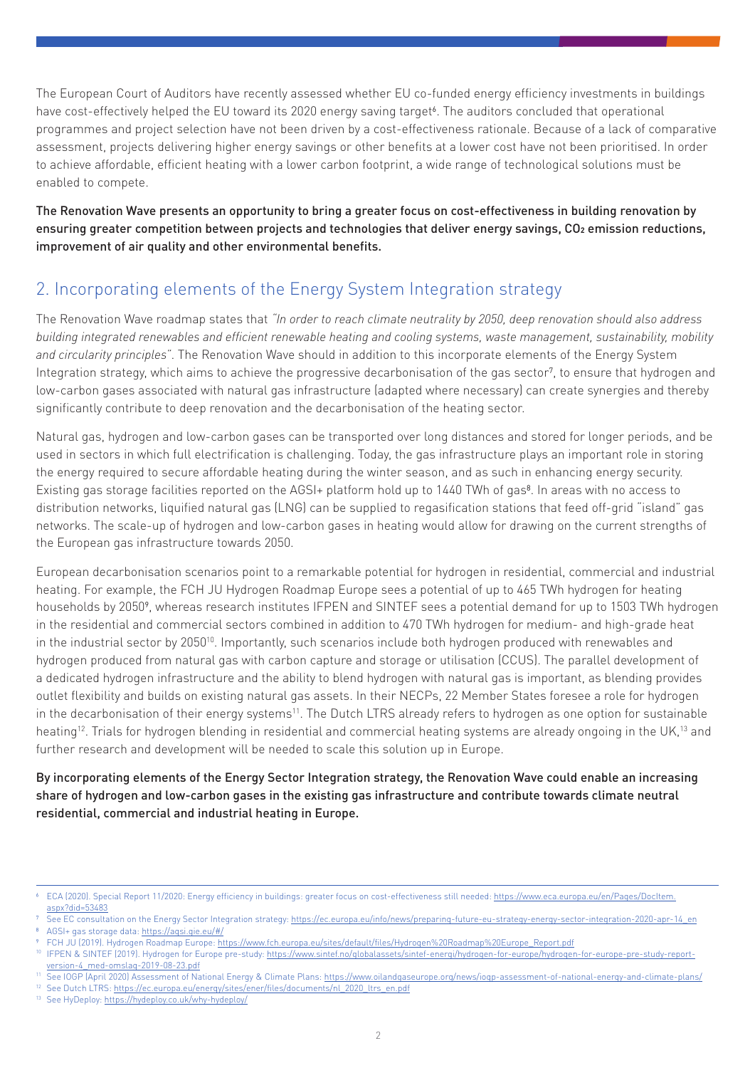The European Court of Auditors have recently assessed whether EU co-funded energy efficiency investments in buildings have cost-effectively helped the EU toward its 2020 energy saving target[6]. The auditors concluded that operational programmes and project selection have not been driven by a cost-effectiveness rationale. Because of a lack of comparative assessment, projects delivering higher energy savings or other benefits at a lower cost have not been prioritised. In order to achieve affordable, efficient heating with a lower carbon footprint, a wide range of technological solutions must be enabled to compete.

**The Renovation Wave presents an opportunity to bring a greater focus on cost-effectiveness in building renovation by ensuring greater competition between projects and technologies that deliver energy savings, $CO_2$ emission reductions, improvement of air quality and other environmental benefits.**

## 2. Incorporating elements of the Energy System Integration strategy

The Renovation Wave roadmap states that *"In order to reach climate neutrality by 2050, deep renovation should also address building integrated renewables and efficient renewable heating and cooling systems, waste management, sustainability, mobility and circularity principles"*. The Renovation Wave should in addition to this incorporate elements of the Energy System Integration strategy, which aims to achieve the progressive decarbonisation of the gas sector[7], to ensure that hydrogen and low-carbon gases associated with natural gas infrastructure (adapted where necessary) can create synergies and thereby significantly contribute to deep renovation and the decarbonisation of the heating sector.

Natural gas, hydrogen and low-carbon gases can be transported over long distances and stored for longer periods, and be used in sectors in which full electrification is challenging. Today, the gas infrastructure plays an important role in storing the energy required to secure affordable heating during the winter season, and as such in enhancing energy security. Existing gas storage facilities reported on the AGSI+ platform hold up to 1440 TWh of gas[8]. In areas with no access to distribution networks, liquified natural gas (LNG) can be supplied to regasification stations that feed off-grid "island" gas networks. The scale-up of hydrogen and low-carbon gases in heating would allow for drawing on the current strengths of the European gas infrastructure towards 2050.

European decarbonisation scenarios point to a remarkable potential for hydrogen in residential, commercial and industrial heating. For example, the FCH JU Hydrogen Roadmap Europe sees a potential of up to 465 TWh hydrogen for heating households by 2050[9], whereas research institutes IFPEN and SINTEF sees a potential demand for up to 1503 TWh hydrogen in the residential and commercial sectors combined in addition to 470 TWh hydrogen for medium- and high-grade heat in the industrial sector by 2050[10]. Importantly, such scenarios include both hydrogen produced with renewables and hydrogen produced from natural gas with carbon capture and storage or utilisation (CCUS). The parallel development of a dedicated hydrogen infrastructure and the ability to blend hydrogen with natural gas is important, as blending provides outlet flexibility and builds on existing natural gas assets. In their NECPs, 22 Member States foresee a role for hydrogen in the decarbonisation of their energy systems[11]. The Dutch LTRS already refers to hydrogen as one option for sustainable heating[12]. Trials for hydrogen blending in residential and commercial heating systems are already ongoing in the UK,[13] and further research and development will be needed to scale this solution up in Europe.

**By incorporating elements of the Energy Sector Integration strategy, the Renovation Wave could enable an increasing share of hydrogen and low-carbon gases in the existing gas infrastructure and contribute towards climate neutral residential, commercial and industrial heating in Europe.**

---

[6] ECA (2020). Special Report 11/2020: Energy efficiency in buildings: greater focus on cost-effectiveness still needed: https://www.eca.europa.eu/en/Pages/DocItem.aspx?did=53483

[7] See EC consultation on the Energy Sector Integration strategy: https://ec.europa.eu/info/news/preparing-future-eu-strategy-energy-sector-integration-2020-apr-14_en

[8] AGSI+ gas storage data: https://agsi.gie.eu/#/

[9] FCH JU (2019). Hydrogen Roadmap Europe: https://www.fch.europa.eu/sites/default/files/Hydrogen%20Roadmap%20Europe_Report.pdf

[10] IFPEN & SINTEF (2019). Hydrogen for Europe pre-study: https://www.sintef.no/globalassets/sintef-energi/hydrogen-for-europe/hydrogen-for-europe-pre-study-report-version-4_med-omslag-2019-08-23.pdf

[11] See IOGP (April 2020) Assessment of National Energy & Climate Plans: https://www.oilandgaseurope.org/news/iogp-assessment-of-national-energy-and-climate-plans/

[12] See Dutch LTRS: https://ec.europa.eu/energy/sites/ener/files/documents/nl_2020_ltrs_en.pdf

[13] See HyDeploy: https://hydeploy.co.uk/why-hydeploy/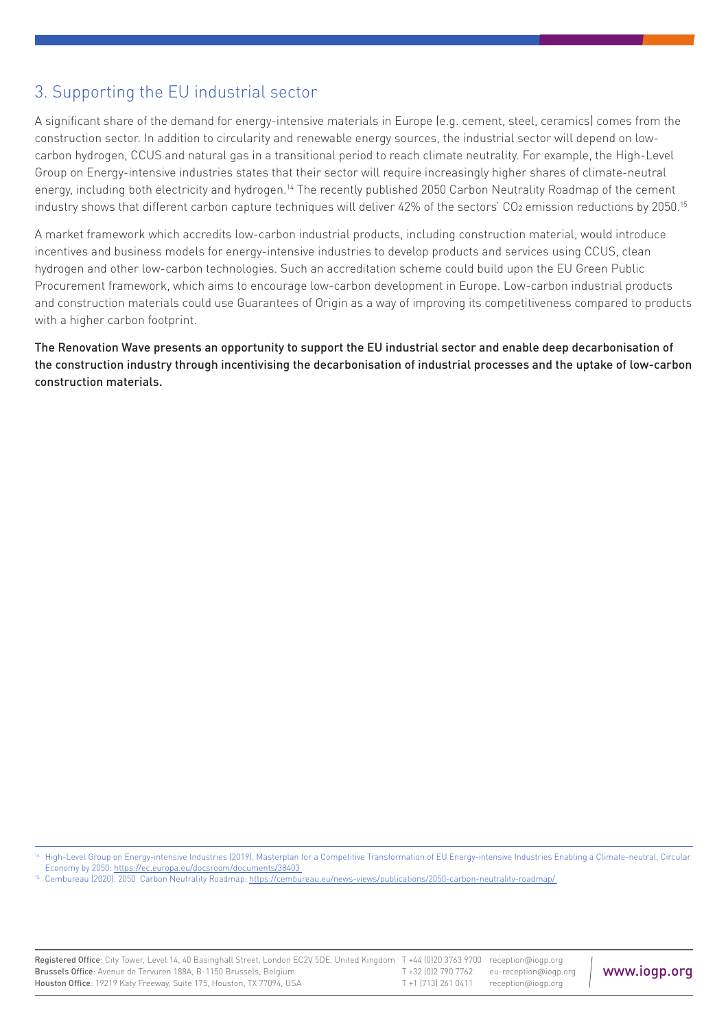## 3. Supporting the EU industrial sector

A significant share of the demand for energy-intensive materials in Europe (e.g. cement, steel, ceramics) comes from the construction sector. In addition to circularity and renewable energy sources, the industrial sector will depend on low-carbon hydrogen, CCUS and natural gas in a transitional period to reach climate neutrality. For example, the High-Level Group on Energy-intensive industries states that their sector will require increasingly higher shares of climate-neutral energy, including both electricity and hydrogen.[14] The recently published 2050 Carbon Neutrality Roadmap of the cement industry shows that different carbon capture techniques will deliver 42% of the sectors' $CO_2$ emission reductions by 2050.[15]

A market framework which accredits low-carbon industrial products, including construction material, would introduce incentives and business models for energy-intensive industries to develop products and services using CCUS, clean hydrogen and other low-carbon technologies. Such an accreditation scheme could build upon the EU Green Public Procurement framework, which aims to encourage low-carbon development in Europe. Low-carbon industrial products and construction materials could use Guarantees of Origin as a way of improving its competitiveness compared to products with a higher carbon footprint.

**The Renovation Wave presents an opportunity to support the EU industrial sector and enable deep decarbonisation of the construction industry through incentivising the decarbonisation of industrial processes and the uptake of low-carbon construction materials.**

---

[14] High-Level Group on Energy-intensive Industries (2019). Masterplan for a Competitive Transformation of EU Energy-intensive Industries Enabling a Climate-neutral, Circular Economy by 2050: https://ec.europa.eu/docsroom/documents/38403

[15] Cembureau (2020). 2050 Carbon Neutrality Roadmap: https://cembureau.eu/news-views/publications/2050-carbon-neutrality-roadmap/